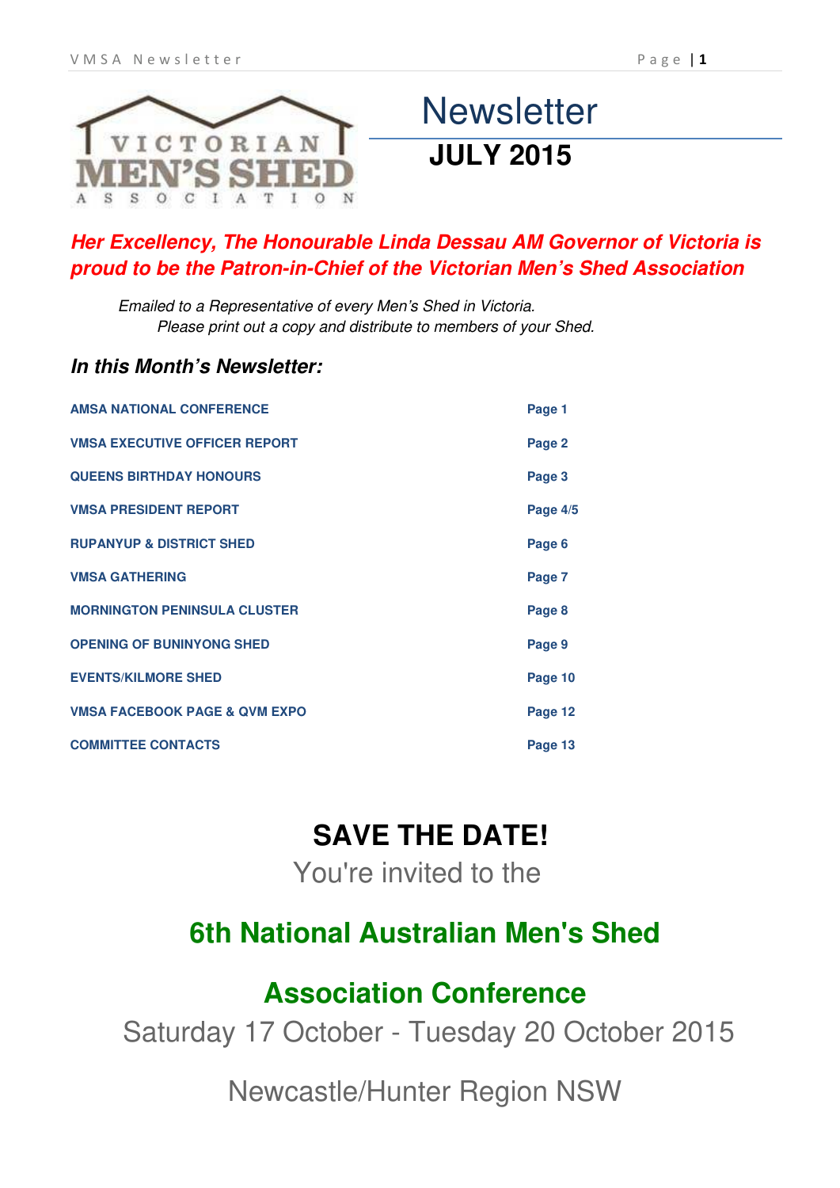# Newsletter

## JULY 2015

***Her Excellency, The Honourable Linda Dessau AM Governor of Victoria is proud to be the Patron-in-Chief of the Victorian Men's Shed Association***

*Emailed to a Representative of every Men's Shed in Victoria.*
*Please print out a copy and distribute to members of your Shed.*

### *In this Month's Newsletter:*

| | |
|---|---|
| AMSA NATIONAL CONFERENCE | Page 1 |
| VMSA EXECUTIVE OFFICER REPORT | Page 2 |
| QUEENS BIRTHDAY HONOURS | Page 3 |
| VMSA PRESIDENT REPORT | Page 4/5 |
| RUPANYUP & DISTRICT SHED | Page 6 |
| VMSA GATHERING | Page 7 |
| MORNINGTON PENINSULA CLUSTER | Page 8 |
| OPENING OF BUNINYONG SHED | Page 9 |
| EVENTS/KILMORE SHED | Page 10 |
| VMSA FACEBOOK PAGE & QVM EXPO | Page 12 |
| COMMITTEE CONTACTS | Page 13 |

## SAVE THE DATE!

You're invited to the

## 6th National Australian Men's Shed Association Conference

Saturday 17 October - Tuesday 20 October 2015

Newcastle/Hunter Region NSW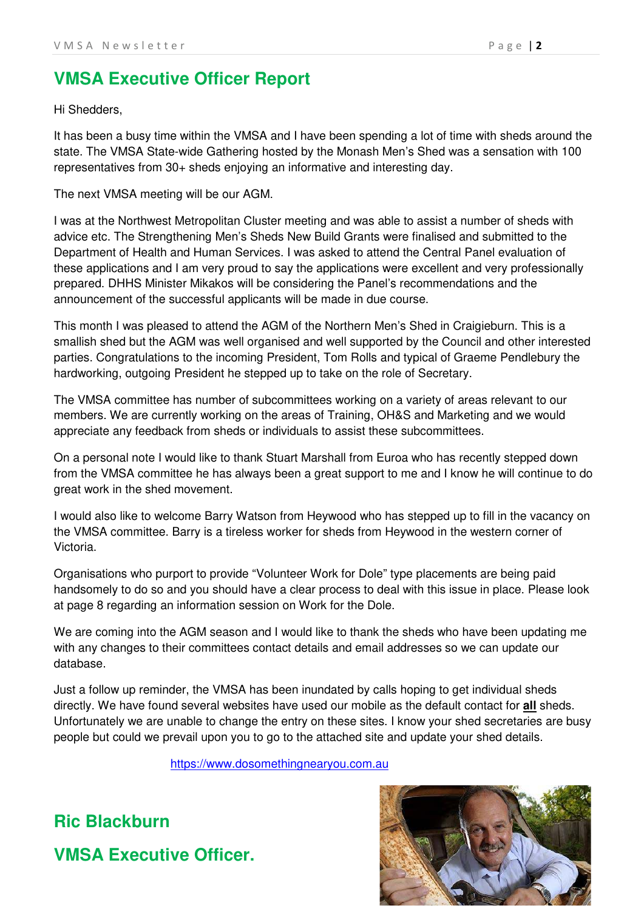## VMSA Executive Officer Report

Hi Shedders,

It has been a busy time within the VMSA and I have been spending a lot of time with sheds around the state. The VMSA State-wide Gathering hosted by the Monash Men's Shed was a sensation with 100 representatives from 30+ sheds enjoying an informative and interesting day.

The next VMSA meeting will be our AGM.

I was at the Northwest Metropolitan Cluster meeting and was able to assist a number of sheds with advice etc. The Strengthening Men's Sheds New Build Grants were finalised and submitted to the Department of Health and Human Services. I was asked to attend the Central Panel evaluation of these applications and I am very proud to say the applications were excellent and very professionally prepared. DHHS Minister Mikakos will be considering the Panel's recommendations and the announcement of the successful applicants will be made in due course.

This month I was pleased to attend the AGM of the Northern Men's Shed in Craigieburn. This is a smallish shed but the AGM was well organised and well supported by the Council and other interested parties. Congratulations to the incoming President, Tom Rolls and typical of Graeme Pendlebury the hardworking, outgoing President he stepped up to take on the role of Secretary.

The VMSA committee has number of subcommittees working on a variety of areas relevant to our members. We are currently working on the areas of Training, OH&S and Marketing and we would appreciate any feedback from sheds or individuals to assist these subcommittees.

On a personal note I would like to thank Stuart Marshall from Euroa who has recently stepped down from the VMSA committee he has always been a great support to me and I know he will continue to do great work in the shed movement.

I would also like to welcome Barry Watson from Heywood who has stepped up to fill in the vacancy on the VMSA committee. Barry is a tireless worker for sheds from Heywood in the western corner of Victoria.

Organisations who purport to provide "Volunteer Work for Dole" type placements are being paid handsomely to do so and you should have a clear process to deal with this issue in place. Please look at page 8 regarding an information session on Work for the Dole.

We are coming into the AGM season and I would like to thank the sheds who have been updating me with any changes to their committees contact details and email addresses so we can update our database.

Just a follow up reminder, the VMSA has been inundated by calls hoping to get individual sheds directly. We have found several websites have used our mobile as the default contact for **all** sheds. Unfortunately we are unable to change the entry on these sites. I know your shed secretaries are busy people but could we prevail upon you to go to the attached site and update your shed details.

https://www.dosomethingnearyou.com.au

**Ric Blackburn**

**VMSA Executive Officer.**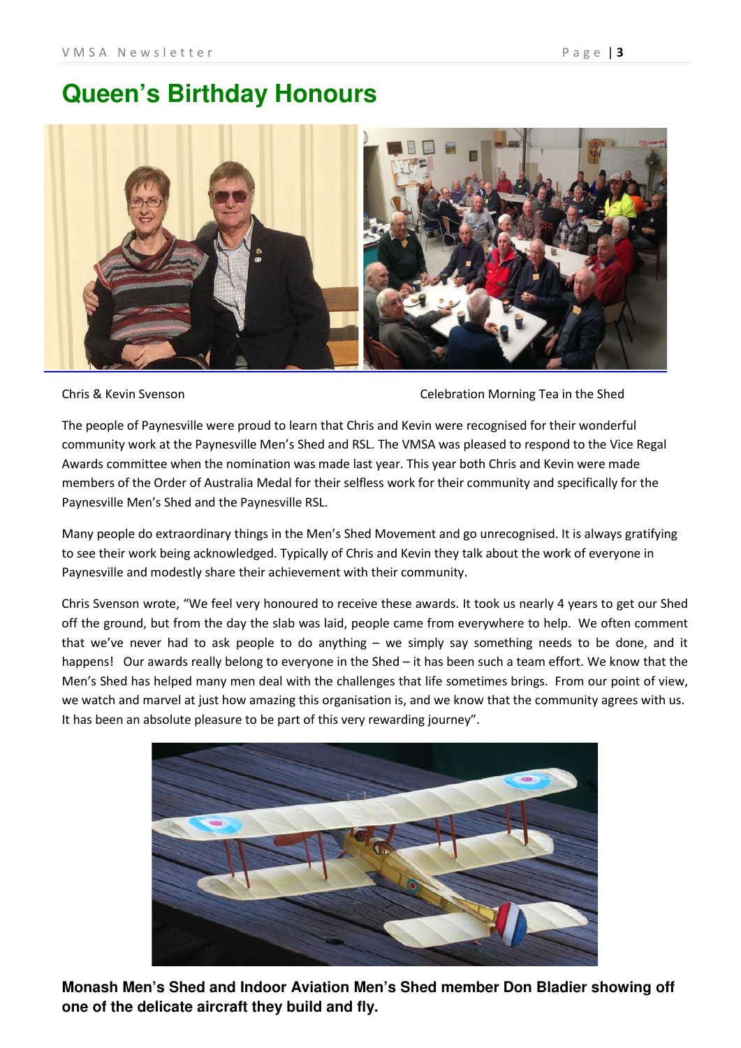# Queen's Birthday Honours

Chris & Kevin Svenson

Celebration Morning Tea in the Shed

The people of Paynesville were proud to learn that Chris and Kevin were recognised for their wonderful community work at the Paynesville Men's Shed and RSL. The VMSA was pleased to respond to the Vice Regal Awards committee when the nomination was made last year. This year both Chris and Kevin were made members of the Order of Australia Medal for their selfless work for their community and specifically for the Paynesville Men's Shed and the Paynesville RSL.

Many people do extraordinary things in the Men's Shed Movement and go unrecognised. It is always gratifying to see their work being acknowledged. Typically of Chris and Kevin they talk about the work of everyone in Paynesville and modestly share their achievement with their community.

Chris Svenson wrote, "We feel very honoured to receive these awards. It took us nearly 4 years to get our Shed off the ground, but from the day the slab was laid, people came from everywhere to help. We often comment that we've never had to ask people to do anything – we simply say something needs to be done, and it happens! Our awards really belong to everyone in the Shed – it has been such a team effort. We know that the Men's Shed has helped many men deal with the challenges that life sometimes brings. From our point of view, we watch and marvel at just how amazing this organisation is, and we know that the community agrees with us. It has been an absolute pleasure to be part of this very rewarding journey".

**Monash Men's Shed and Indoor Aviation Men's Shed member Don Bladier showing off one of the delicate aircraft they build and fly.**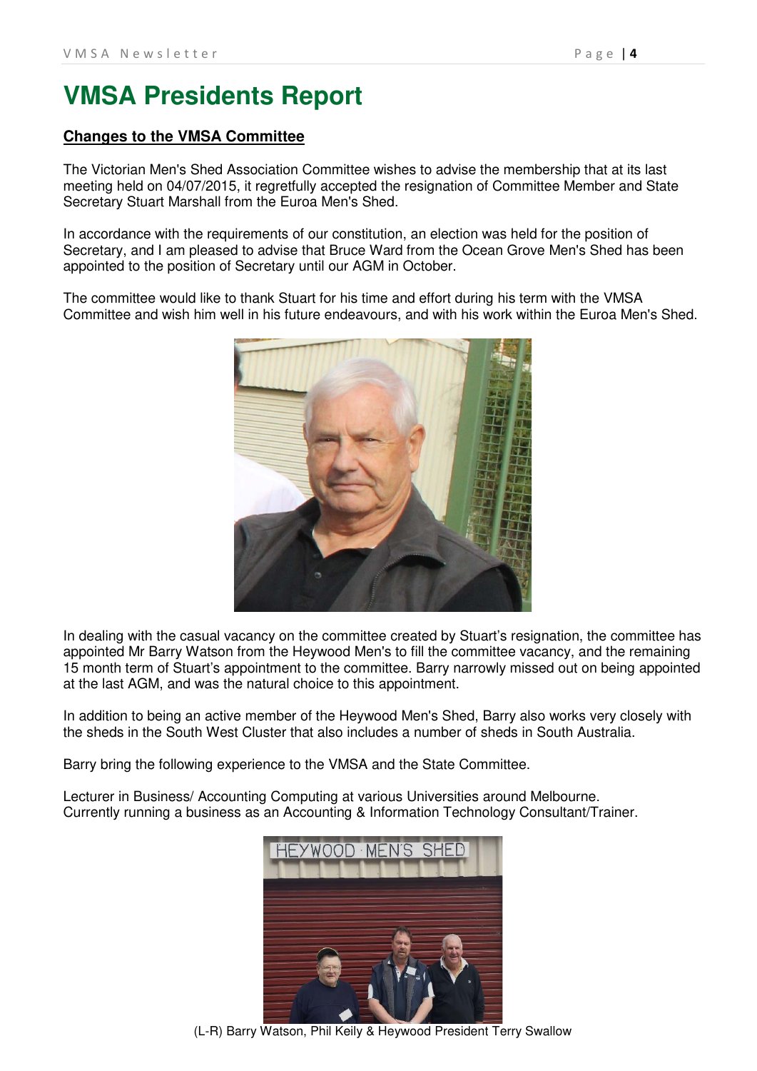# VMSA Presidents Report

**Changes to the VMSA Committee**

The Victorian Men's Shed Association Committee wishes to advise the membership that at its last meeting held on 04/07/2015, it regretfully accepted the resignation of Committee Member and State Secretary Stuart Marshall from the Euroa Men's Shed.

In accordance with the requirements of our constitution, an election was held for the position of Secretary, and I am pleased to advise that Bruce Ward from the Ocean Grove Men's Shed has been appointed to the position of Secretary until our AGM in October.

The committee would like to thank Stuart for his time and effort during his term with the VMSA Committee and wish him well in his future endeavours, and with his work within the Euroa Men's Shed.

In dealing with the casual vacancy on the committee created by Stuart's resignation, the committee has appointed Mr Barry Watson from the Heywood Men's to fill the committee vacancy, and the remaining 15 month term of Stuart's appointment to the committee. Barry narrowly missed out on being appointed at the last AGM, and was the natural choice to this appointment.

In addition to being an active member of the Heywood Men's Shed, Barry also works very closely with the sheds in the South West Cluster that also includes a number of sheds in South Australia.

Barry bring the following experience to the VMSA and the State Committee.

Lecturer in Business/ Accounting Computing at various Universities around Melbourne.
Currently running a business as an Accounting & Information Technology Consultant/Trainer.

(L-R) Barry Watson, Phil Keily & Heywood President Terry Swallow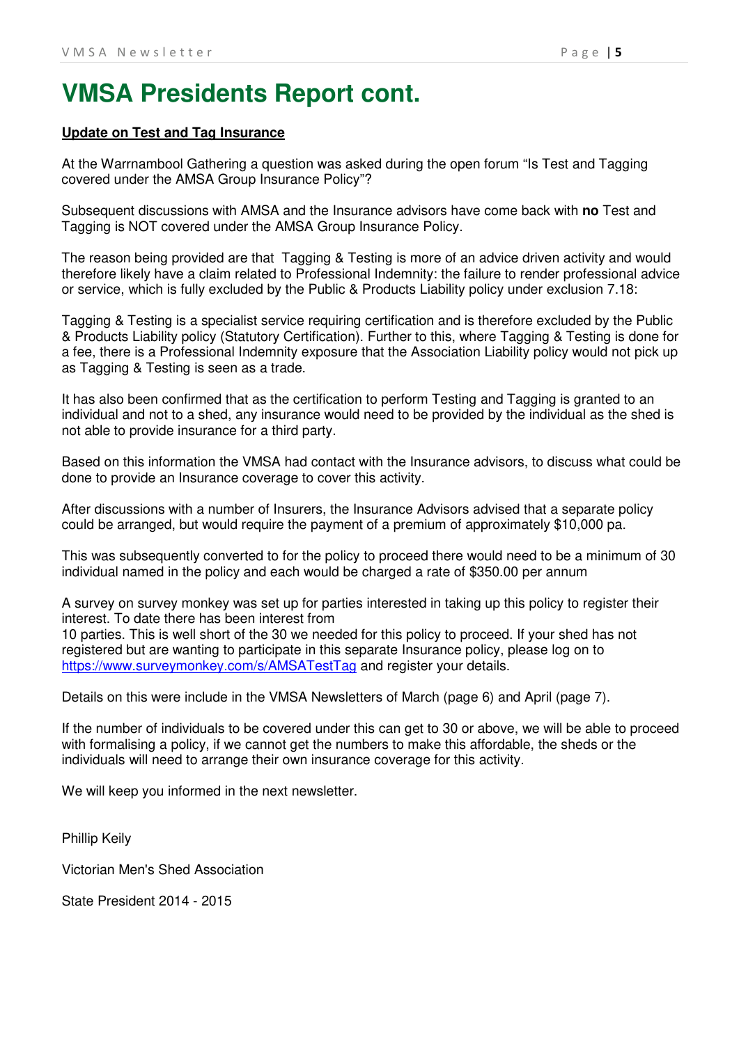# VMSA Presidents Report cont.

**Update on Test and Tag Insurance**

At the Warrnambool Gathering a question was asked during the open forum "Is Test and Tagging covered under the AMSA Group Insurance Policy"?

Subsequent discussions with AMSA and the Insurance advisors have come back with **no** Test and Tagging is NOT covered under the AMSA Group Insurance Policy.

The reason being provided are that Tagging & Testing is more of an advice driven activity and would therefore likely have a claim related to Professional Indemnity: the failure to render professional advice or service, which is fully excluded by the Public & Products Liability policy under exclusion 7.18:

Tagging & Testing is a specialist service requiring certification and is therefore excluded by the Public & Products Liability policy (Statutory Certification). Further to this, where Tagging & Testing is done for a fee, there is a Professional Indemnity exposure that the Association Liability policy would not pick up as Tagging & Testing is seen as a trade.

It has also been confirmed that as the certification to perform Testing and Tagging is granted to an individual and not to a shed, any insurance would need to be provided by the individual as the shed is not able to provide insurance for a third party.

Based on this information the VMSA had contact with the Insurance advisors, to discuss what could be done to provide an Insurance coverage to cover this activity.

After discussions with a number of Insurers, the Insurance Advisors advised that a separate policy could be arranged, but would require the payment of a premium of approximately $10,000 pa.

This was subsequently converted to for the policy to proceed there would need to be a minimum of 30 individual named in the policy and each would be charged a rate of $350.00 per annum

A survey on survey monkey was set up for parties interested in taking up this policy to register their interest. To date there has been interest from
10 parties. This is well short of the 30 we needed for this policy to proceed. If your shed has not registered but are wanting to participate in this separate Insurance policy, please log on to https://www.surveymonkey.com/s/AMSATestTag and register your details.

Details on this were include in the VMSA Newsletters of March (page 6) and April (page 7).

If the number of individuals to be covered under this can get to 30 or above, we will be able to proceed with formalising a policy, if we cannot get the numbers to make this affordable, the sheds or the individuals will need to arrange their own insurance coverage for this activity.

We will keep you informed in the next newsletter.

Phillip Keily

Victorian Men's Shed Association

State President 2014 - 2015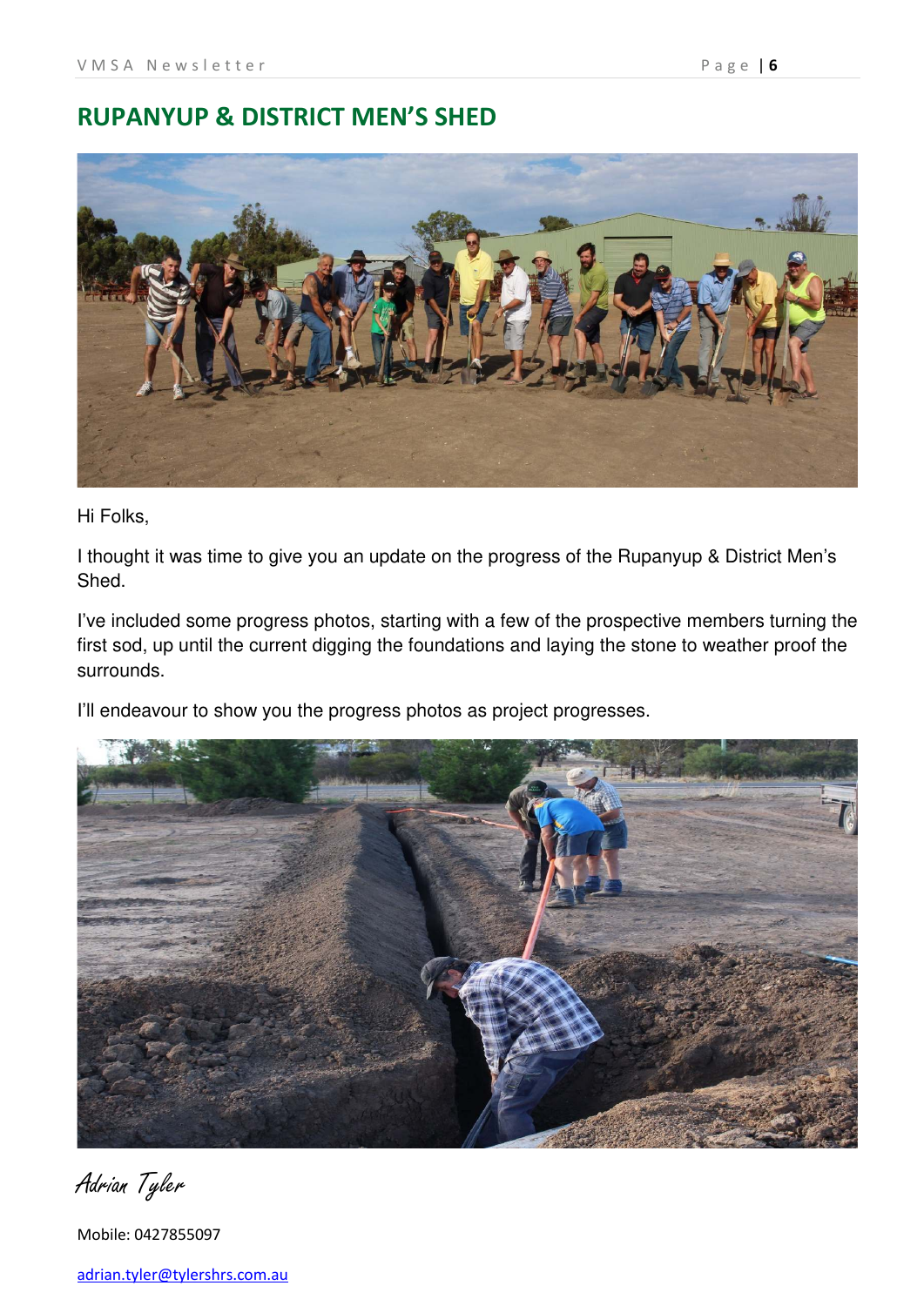## RUPANYUP & DISTRICT MEN'S SHED

Hi Folks,

I thought it was time to give you an update on the progress of the Rupanyup & District Men's Shed.

I've included some progress photos, starting with a few of the prospective members turning the first sod, up until the current digging the foundations and laying the stone to weather proof the surrounds.

I'll endeavour to show you the progress photos as project progresses.

*Adrian Tyler*

Mobile: 0427855097

adrian.tyler@tylershrs.com.au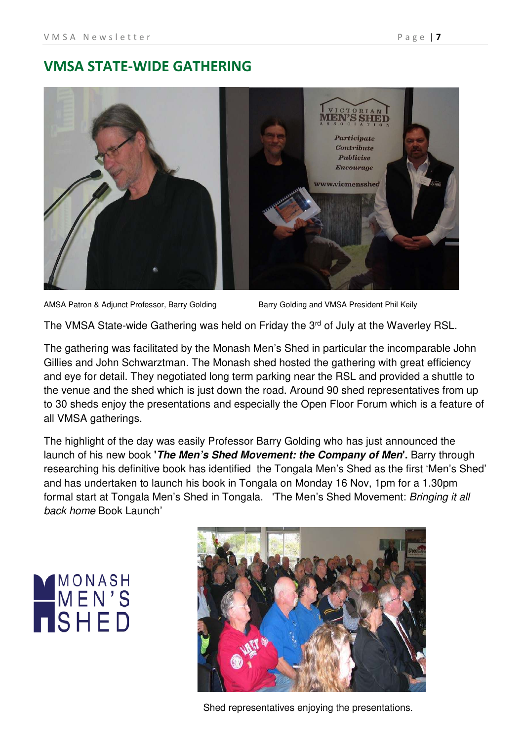## VMSA STATE-WIDE GATHERING

AMSA Patron & Adjunct Professor, Barry Golding

Barry Golding and VMSA President Phil Keily

The VMSA State-wide Gathering was held on Friday the 3rd of July at the Waverley RSL.

The gathering was facilitated by the Monash Men's Shed in particular the incomparable John Gillies and John Schwartzman. The Monash shed hosted the gathering with great efficiency and eye for detail. They negotiated long term parking near the RSL and provided a shuttle to the venue and the shed which is just down the road. Around 90 shed representatives from up to 30 sheds enjoy the presentations and especially the Open Floor Forum which is a feature of all VMSA gatherings.

The highlight of the day was easily Professor Barry Golding who has just announced the launch of his new book **'*The Men's Shed Movement: the Company of Men*'**. Barry through researching his definitive book has identified the Tongala Men's Shed as the first 'Men's Shed' and has undertaken to launch his book in Tongala on Monday 16 Nov, 1pm for a 1.30pm formal start at Tongala Men's Shed in Tongala. 'The Men's Shed Movement: *Bringing it all back home* Book Launch'

Shed representatives enjoying the presentations.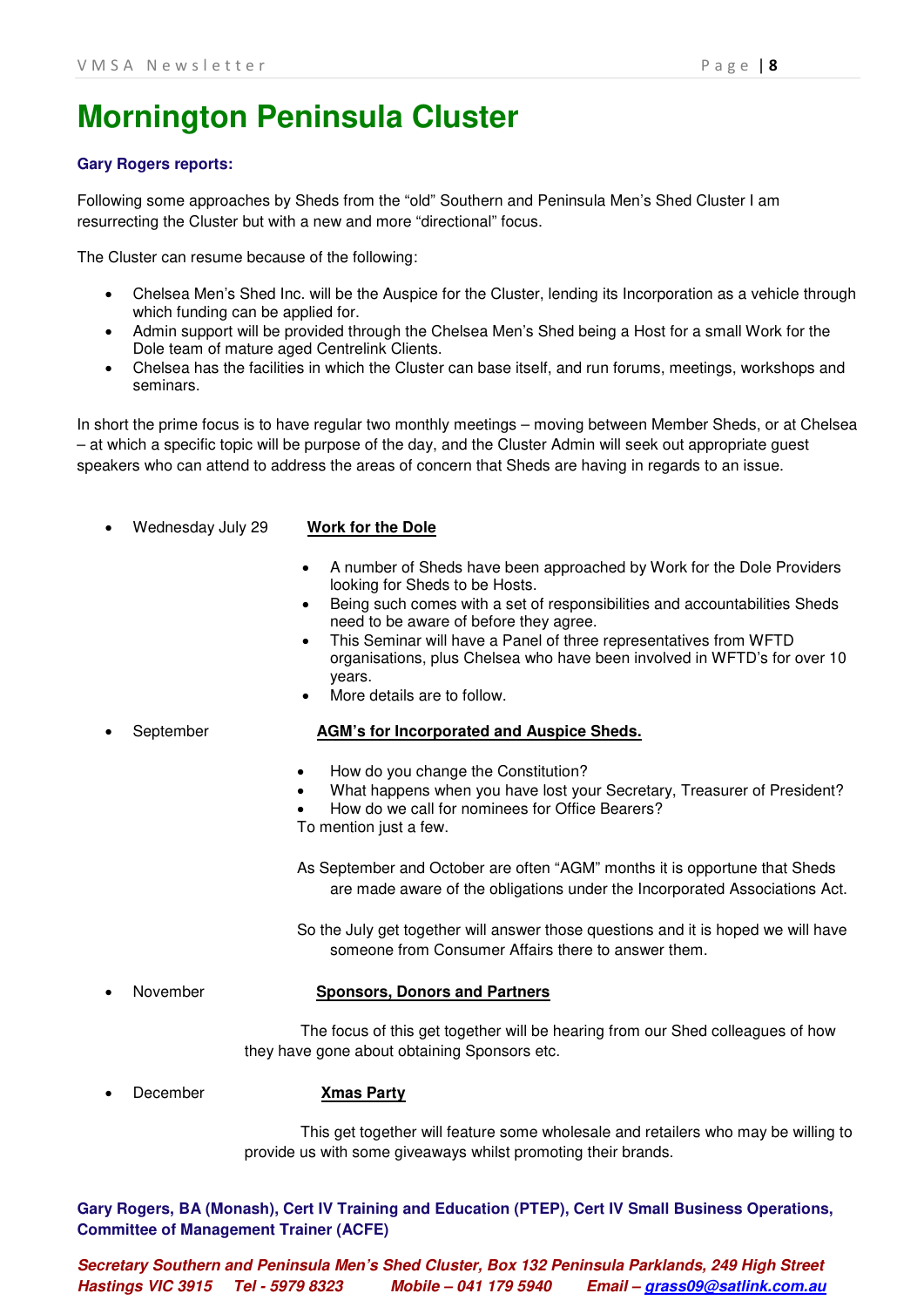# Mornington Peninsula Cluster

**Gary Rogers reports:**

Following some approaches by Sheds from the "old" Southern and Peninsula Men's Shed Cluster I am resurrecting the Cluster but with a new and more "directional" focus.

The Cluster can resume because of the following:

- Chelsea Men's Shed Inc. will be the Auspice for the Cluster, lending its Incorporation as a vehicle through which funding can be applied for.
- Admin support will be provided through the Chelsea Men's Shed being a Host for a small Work for the Dole team of mature aged Centrelink Clients.
- Chelsea has the facilities in which the Cluster can base itself, and run forums, meetings, workshops and seminars.

In short the prime focus is to have regular two monthly meetings – moving between Member Sheds, or at Chelsea – at which a specific topic will be purpose of the day, and the Cluster Admin will seek out appropriate guest speakers who can attend to address the areas of concern that Sheds are having in regards to an issue.

- Wednesday July 29 — **Work for the Dole**
  - A number of Sheds have been approached by Work for the Dole Providers looking for Sheds to be Hosts.
  - Being such comes with a set of responsibilities and accountabilities Sheds need to be aware of before they agree.
  - This Seminar will have a Panel of three representatives from WFTD organisations, plus Chelsea who have been involved in WFTD's for over 10 years.
  - More details are to follow.

- September — **AGM's for Incorporated and Auspice Sheds.**
  - How do you change the Constitution?
  - What happens when you have lost your Secretary, Treasurer of President?
  - How do we call for nominees for Office Bearers?

  To mention just a few.

  As September and October are often "AGM" months it is opportune that Sheds are made aware of the obligations under the Incorporated Associations Act.

  So the July get together will answer those questions and it is hoped we will have someone from Consumer Affairs there to answer them.

- November — **Sponsors, Donors and Partners**

  The focus of this get together will be hearing from our Shed colleagues of how they have gone about obtaining Sponsors etc.

- December — **Xmas Party**

  This get together will feature some wholesale and retailers who may be willing to provide us with some giveaways whilst promoting their brands.

**Gary Rogers, BA (Monash), Cert IV Training and Education (PTEP), Cert IV Small Business Operations, Committee of Management Trainer (ACFE)**

***Secretary Southern and Peninsula Men's Shed Cluster, Box 132 Peninsula Parklands, 249 High Street Hastings VIC 3915 Tel - 5979 8323 Mobile – 041 179 5940 Email – grass09@satlink.com.au***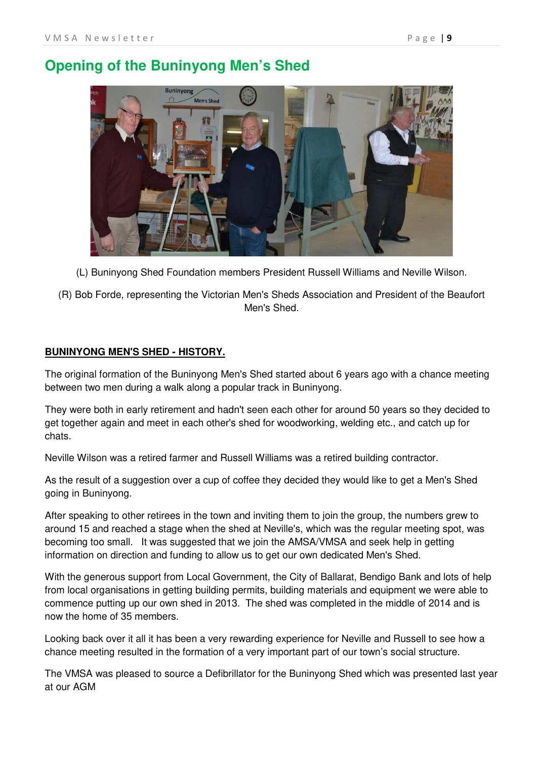# Opening of the Buninyong Men's Shed

(L) Buninyong Shed Foundation members President Russell Williams and Neville Wilson.

(R) Bob Forde, representing the Victorian Men's Sheds Association and President of the Beaufort Men's Shed.

**BUNINYONG MEN'S SHED - HISTORY.**

The original formation of the Buninyong Men's Shed started about 6 years ago with a chance meeting between two men during a walk along a popular track in Buninyong.

They were both in early retirement and hadn't seen each other for around 50 years so they decided to get together again and meet in each other's shed for woodworking, welding etc., and catch up for chats.

Neville Wilson was a retired farmer and Russell Williams was a retired building contractor.

As the result of a suggestion over a cup of coffee they decided they would like to get a Men's Shed going in Buninyong.

After speaking to other retirees in the town and inviting them to join the group, the numbers grew to around 15 and reached a stage when the shed at Neville's, which was the regular meeting spot, was becoming too small. It was suggested that we join the AMSA/VMSA and seek help in getting information on direction and funding to allow us to get our own dedicated Men's Shed.

With the generous support from Local Government, the City of Ballarat, Bendigo Bank and lots of help from local organisations in getting building permits, building materials and equipment we were able to commence putting up our own shed in 2013. The shed was completed in the middle of 2014 and is now the home of 35 members.

Looking back over it all it has been a very rewarding experience for Neville and Russell to see how a chance meeting resulted in the formation of a very important part of our town's social structure.

The VMSA was pleased to source a Defibrillator for the Buninyong Shed which was presented last year at our AGM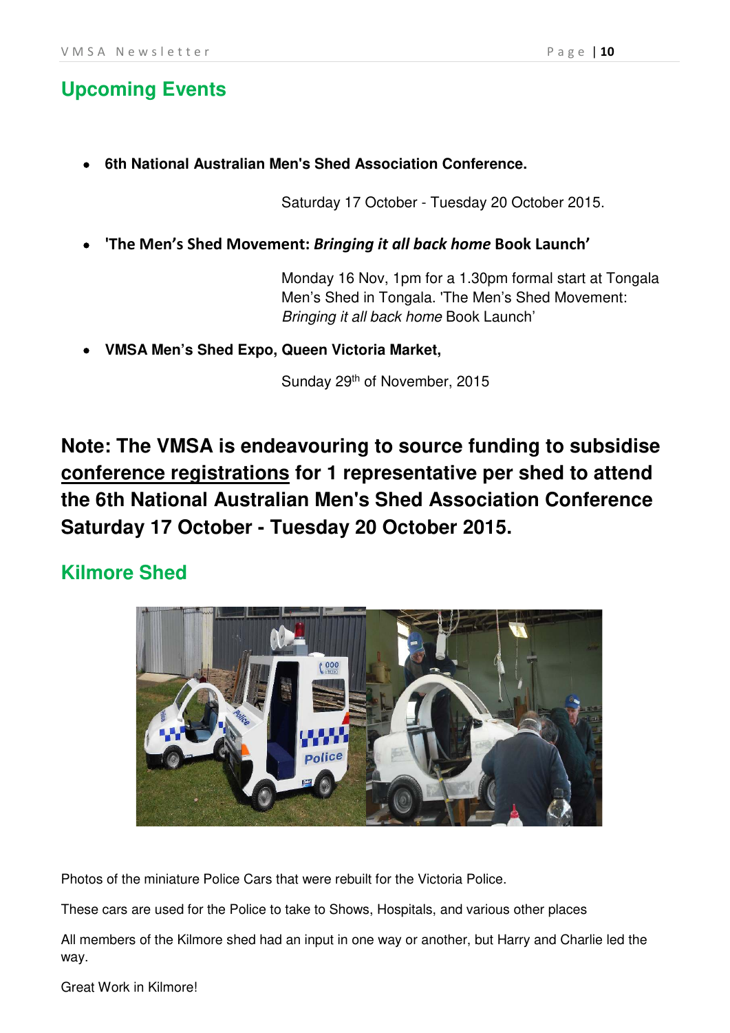## Upcoming Events

- **6th National Australian Men's Shed Association Conference.**

  Saturday 17 October - Tuesday 20 October 2015.

- **'The Men's Shed Movement: *Bringing it all back home* Book Launch'**

  Monday 16 Nov, 1pm for a 1.30pm formal start at Tongala Men's Shed in Tongala. 'The Men's Shed Movement: *Bringing it all back home* Book Launch'

- **VMSA Men's Shed Expo, Queen Victoria Market,**

  Sunday 29th of November, 2015

**Note: The VMSA is endeavouring to source funding to subsidise <u>conference registrations</u> for 1 representative per shed to attend the 6th National Australian Men's Shed Association Conference Saturday 17 October - Tuesday 20 October 2015.**

## Kilmore Shed

Photos of the miniature Police Cars that were rebuilt for the Victoria Police.

These cars are used for the Police to take to Shows, Hospitals, and various other places

All members of the Kilmore shed had an input in one way or another, but Harry and Charlie led the way.

Great Work in Kilmore!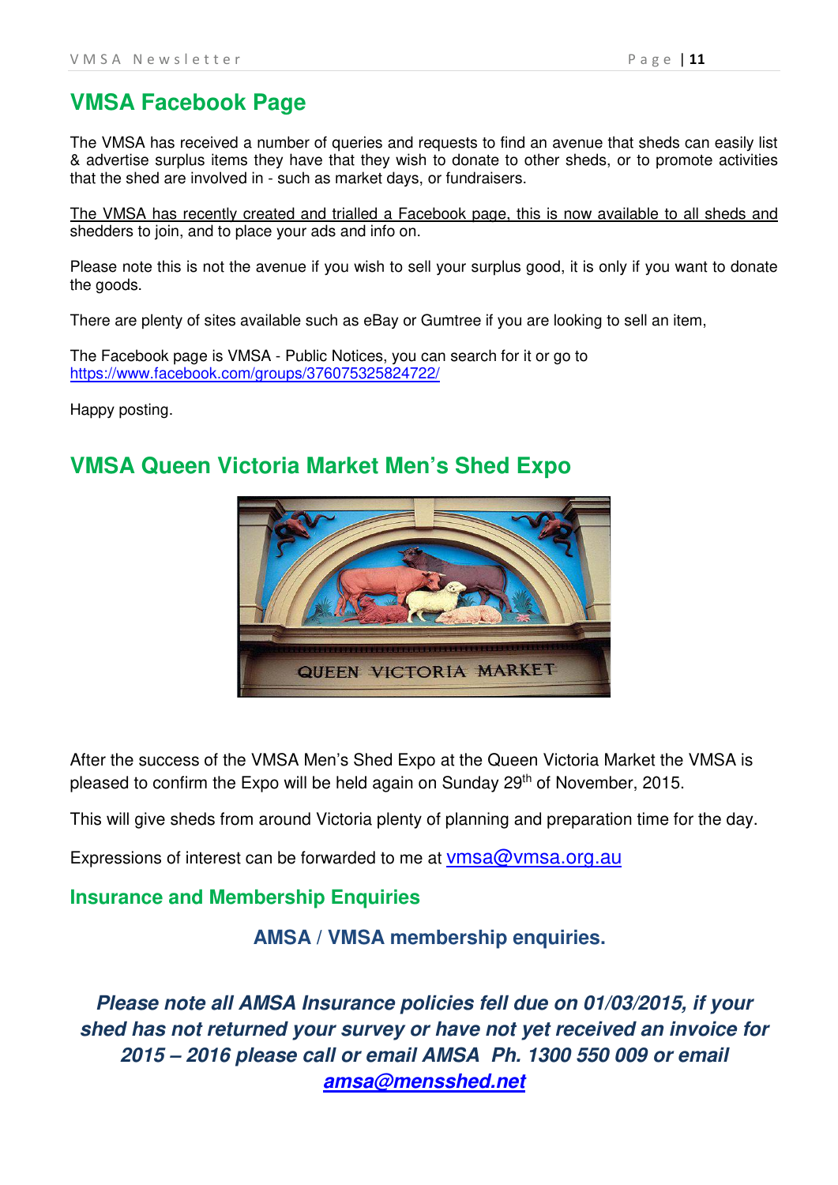## VMSA Facebook Page

The VMSA has received a number of queries and requests to find an avenue that sheds can easily list & advertise surplus items they have that they wish to donate to other sheds, or to promote activities that the shed are involved in - such as market days, or fundraisers.

The VMSA has recently created and trialled a Facebook page, this is now available to all sheds and shedders to join, and to place your ads and info on.

Please note this is not the avenue if you wish to sell your surplus good, it is only if you want to donate the goods.

There are plenty of sites available such as eBay or Gumtree if you are looking to sell an item,

The Facebook page is VMSA - Public Notices, you can search for it or go to https://www.facebook.com/groups/376075325824722/

Happy posting.

## VMSA Queen Victoria Market Men's Shed Expo

After the success of the VMSA Men's Shed Expo at the Queen Victoria Market the VMSA is pleased to confirm the Expo will be held again on Sunday 29th of November, 2015.

This will give sheds from around Victoria plenty of planning and preparation time for the day.

Expressions of interest can be forwarded to me at vmsa@vmsa.org.au

### Insurance and Membership Enquiries

**AMSA / VMSA membership enquiries.**

***Please note all AMSA Insurance policies fell due on 01/03/2015, if your shed has not returned your survey or have not yet received an invoice for 2015 – 2016 please call or email AMSA Ph. 1300 550 009 or email amsa@mensshed.net***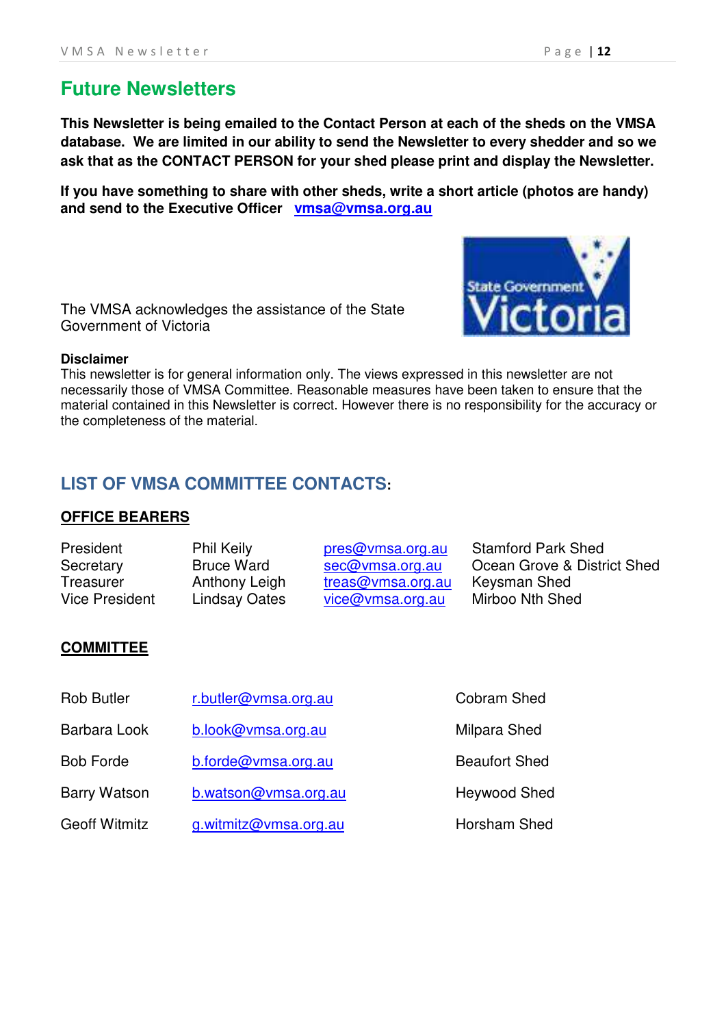# Future Newsletters

**This Newsletter is being emailed to the Contact Person at each of the sheds on the VMSA database. We are limited in our ability to send the Newsletter to every shedder and so we ask that as the CONTACT PERSON for your shed please print and display the Newsletter.**

**If you have something to share with other sheds, write a short article (photos are handy) and send to the Executive Officer vmsa@vmsa.org.au**

The VMSA acknowledges the assistance of the State Government of Victoria

**Disclaimer**

This newsletter is for general information only. The views expressed in this newsletter are not necessarily those of VMSA Committee. Reasonable measures have been taken to ensure that the material contained in this Newsletter is correct. However there is no responsibility for the accuracy or the completeness of the material.

## LIST OF VMSA COMMITTEE CONTACTS:

### OFFICE BEARERS

| | | | |
|---|---|---|---|
| President | Phil Keily | pres@vmsa.org.au | Stamford Park Shed |
| Secretary | Bruce Ward | sec@vmsa.org.au | Ocean Grove & District Shed |
| Treasurer | Anthony Leigh | treas@vmsa.org.au | Keysman Shed |
| Vice President | Lindsay Oates | vice@vmsa.org.au | Mirboo Nth Shed |

### COMMITTEE

| | | |
|---|---|---|
| Rob Butler | r.butler@vmsa.org.au | Cobram Shed |
| Barbara Look | b.look@vmsa.org.au | Milpara Shed |
| Bob Forde | b.forde@vmsa.org.au | Beaufort Shed |
| Barry Watson | b.watson@vmsa.org.au | Heywood Shed |
| Geoff Witmitz | g.witmitz@vmsa.org.au | Horsham Shed |